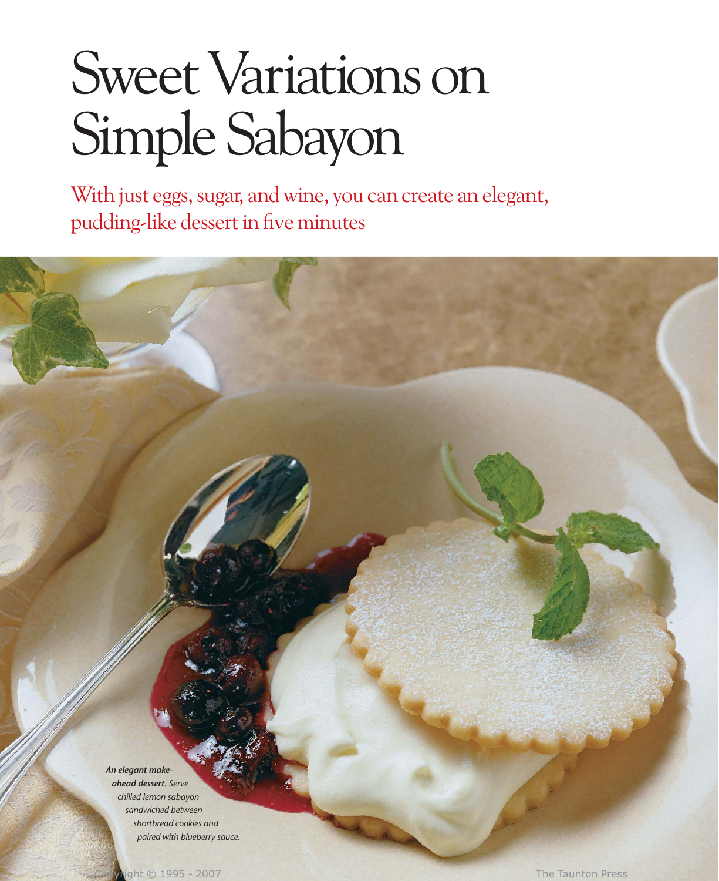# Sweet Variations on Simple Sabayon

With just eggs, sugar, and wine, you can create an elegant, pudding-like dessert in five minutes

***An elegant make-ahead dessert.*** *Serve chilled lemon sabayon sandwiched between shortbread cookies and paired with blueberry sauce.*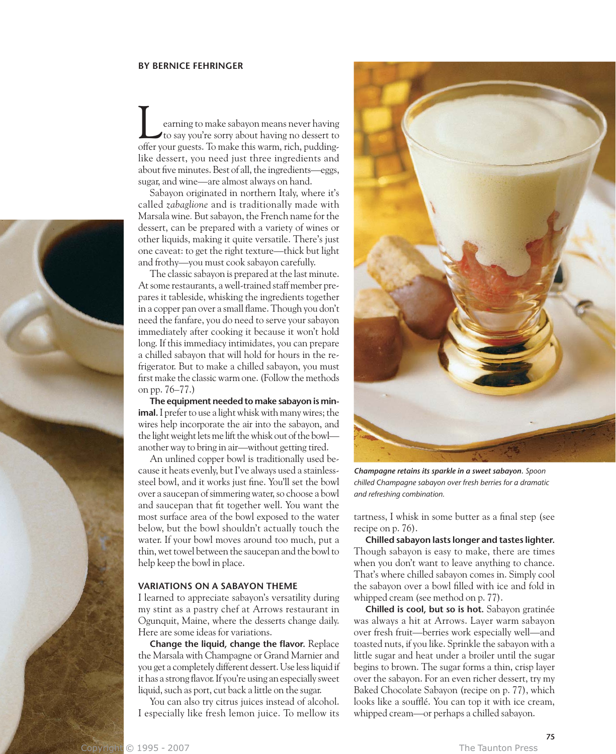**BY BERNICE FEHRINGER**

Learning to make sabayon means never having to say you're sorry about having no dessert to offer your guests. To make this warm, rich, pudding-like dessert, you need just three ingredients and about five minutes. Best of all, the ingredients—eggs, sugar, and wine—are almost always on hand.

Sabayon originated in northern Italy, where it's called *zabaglione* and is traditionally made with Marsala wine. But sabayon, the French name for the dessert, can be prepared with a variety of wines or other liquids, making it quite versatile. There's just one caveat: to get the right texture—thick but light and frothy—you must cook sabayon carefully.

The classic sabayon is prepared at the last minute. At some restaurants, a well-trained staff member prepares it tableside, whisking the ingredients together in a copper pan over a small flame. Though you don't need the fanfare, you do need to serve your sabayon immediately after cooking it because it won't hold long. If this immediacy intimidates, you can prepare a chilled sabayon that will hold for hours in the refrigerator. But to make a chilled sabayon, you must first make the classic warm one. (Follow the methods on pp. 76–77.)

**The equipment needed to make sabayon is minimal.** I prefer to use a light whisk with many wires; the wires help incorporate the air into the sabayon, and the light weight lets me lift the whisk out of the bowl—another way to bring in air—without getting tired.

An unlined copper bowl is traditionally used because it heats evenly, but I've always used a stainless-steel bowl, and it works just fine. You'll set the bowl over a saucepan of simmering water, so choose a bowl and saucepan that fit together well. You want the most surface area of the bowl exposed to the water below, but the bowl shouldn't actually touch the water. If your bowl moves around too much, put a thin, wet towel between the saucepan and the bowl to help keep the bowl in place.

## VARIATIONS ON A SABAYON THEME

I learned to appreciate sabayon's versatility during my stint as a pastry chef at Arrows restaurant in Ogunquit, Maine, where the desserts change daily. Here are some ideas for variations.

**Change the liquid, change the flavor.** Replace the Marsala with Champagne or Grand Marnier and you get a completely different dessert. Use less liquid if it has a strong flavor. If you're using an especially sweet liquid, such as port, cut back a little on the sugar.

You can also try citrus juices instead of alcohol. I especially like fresh lemon juice. To mellow its tartness, I whisk in some butter as a final step (see recipe on p. 76).

**Chilled sabayon lasts longer and tastes lighter.** Though sabayon is easy to make, there are times when you don't want to leave anything to chance. That's where chilled sabayon comes in. Simply cool the sabayon over a bowl filled with ice and fold in whipped cream (see method on p. 77).

**Chilled is cool, but so is hot.** Sabayon gratinée was always a hit at Arrows. Layer warm sabayon over fresh fruit—berries work especially well—and toasted nuts, if you like. Sprinkle the sabayon with a little sugar and heat under a broiler until the sugar begins to brown. The sugar forms a thin, crisp layer over the sabayon. For an even richer dessert, try my Baked Chocolate Sabayon (recipe on p. 77), which looks like a soufflé. You can top it with ice cream, whipped cream—or perhaps a chilled sabayon.

***Champagne retains its sparkle in a sweet sabayon.*** *Spoon chilled Champagne sabayon over fresh berries for a dramatic and refreshing combination.*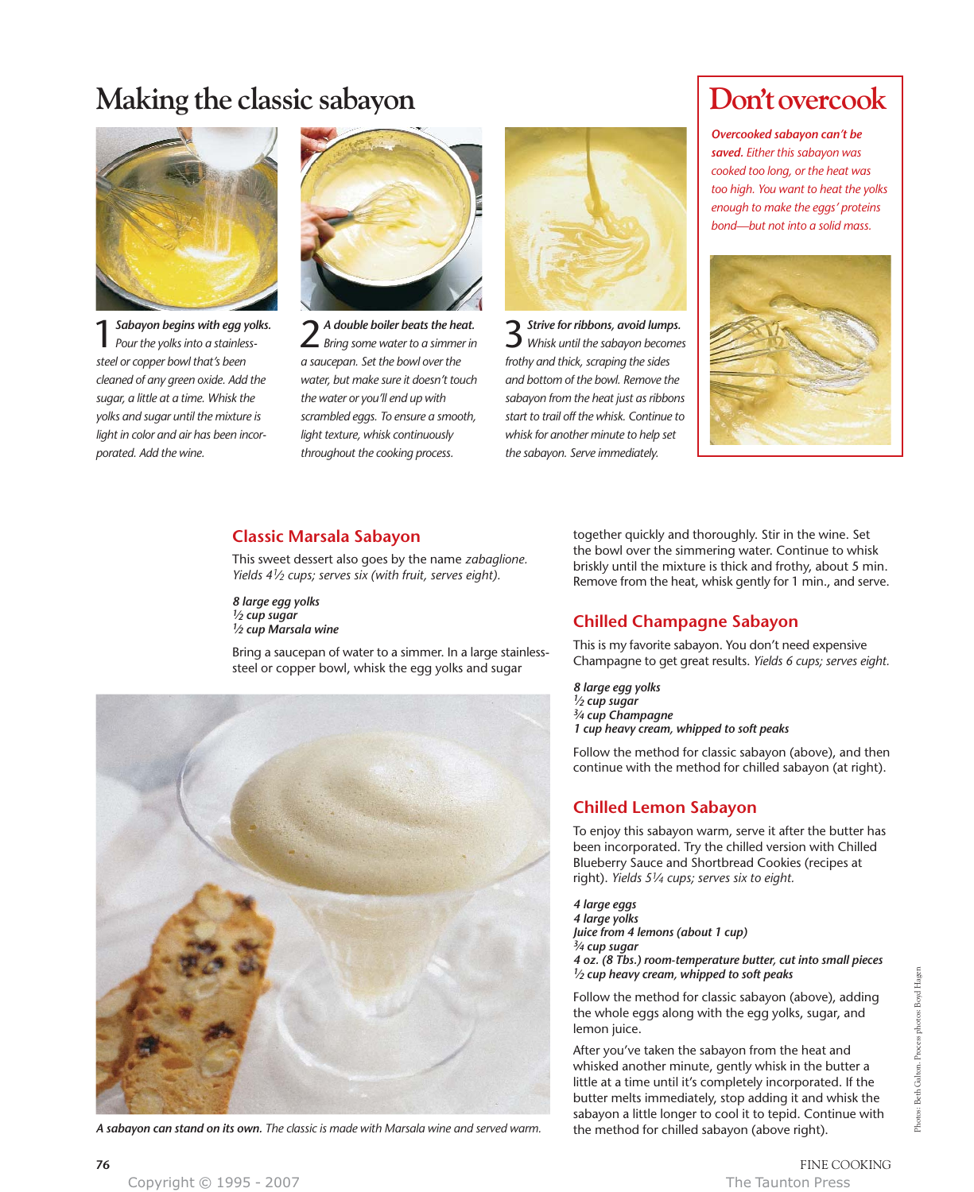# Making the classic sabayon

**1 Sabayon begins with egg yolks.** *Pour the yolks into a stainless-steel or copper bowl that's been cleaned of any green oxide. Add the sugar, a little at a time. Whisk the yolks and sugar until the mixture is light in color and air has been incorporated. Add the wine.*

**2 A double boiler beats the heat.** *Bring some water to a simmer in a saucepan. Set the bowl over the water, but make sure it doesn't touch the water or you'll end up with scrambled eggs. To ensure a smooth, light texture, whisk continuously throughout the cooking process.*

**3 Strive for ribbons, avoid lumps.** *Whisk until the sabayon becomes frothy and thick, scraping the sides and bottom of the bowl. Remove the sabayon from the heat just as ribbons start to trail off the whisk. Continue to whisk for another minute to help set the sabayon. Serve immediately.*

## Don't overcook

***Overcooked sabayon can't be saved.*** *Either this sabayon was cooked too long, or the heat was too high. You want to heat the yolks enough to make the eggs' proteins bond—but not into a solid mass.*

## Classic Marsala Sabayon

This sweet dessert also goes by the name *zabaglione. Yields 4½ cups; serves six (with fruit, serves eight).*

***8 large egg yolks***
***½ cup sugar***
***½ cup Marsala wine***

Bring a saucepan of water to a simmer. In a large stainless-steel or copper bowl, whisk the egg yolks and sugar together quickly and thoroughly. Stir in the wine. Set the bowl over the simmering water. Continue to whisk briskly until the mixture is thick and frothy, about 5 min. Remove from the heat, whisk gently for 1 min., and serve.

***A sabayon can stand on its own.*** *The classic is made with Marsala wine and served warm.*

## Chilled Champagne Sabayon

This is my favorite sabayon. You don't need expensive Champagne to get great results. *Yields 6 cups; serves eight.*

***8 large egg yolks***
***½ cup sugar***
***¾ cup Champagne***
***1 cup heavy cream, whipped to soft peaks***

Follow the method for classic sabayon (above), and then continue with the method for chilled sabayon (at right).

## Chilled Lemon Sabayon

To enjoy this sabayon warm, serve it after the butter has been incorporated. Try the chilled version with Chilled Blueberry Sauce and Shortbread Cookies (recipes at right). *Yields 5¼ cups; serves six to eight.*

***4 large eggs***
***4 large yolks***
***Juice from 4 lemons (about 1 cup)***
***¾ cup sugar***
***4 oz. (8 Tbs.) room-temperature butter, cut into small pieces***
***½ cup heavy cream, whipped to soft peaks***

Follow the method for classic sabayon (above), adding the whole eggs along with the egg yolks, sugar, and lemon juice.

After you've taken the sabayon from the heat and whisked another minute, gently whisk in the butter a little at a time until it's completely incorporated. If the butter melts immediately, stop adding it and whisk the sabayon a little longer to cool it to tepid. Continue with the method for chilled sabayon (above right).

Photos: Beth Galton. Process photos: Boyd Hagen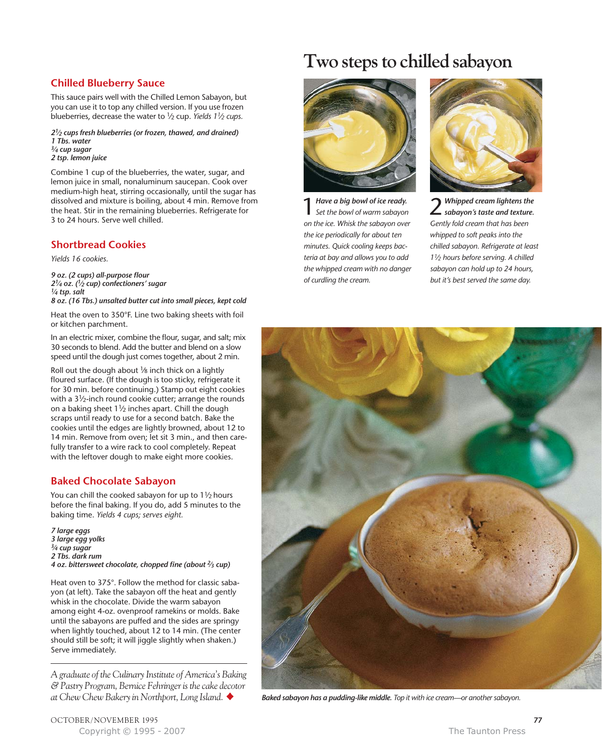## Chilled Blueberry Sauce

This sauce pairs well with the Chilled Lemon Sabayon, but you can use it to top any chilled version. If you use frozen blueberries, decrease the water to ½ cup. *Yields 1½ cups.*

***2½ cups fresh blueberries (or frozen, thawed, and drained)***
***1 Tbs. water***
***¾ cup sugar***
***2 tsp. lemon juice***

Combine 1 cup of the blueberries, the water, sugar, and lemon juice in small, nonaluminum saucepan. Cook over medium-high heat, stirring occasionally, until the sugar has dissolved and mixture is boiling, about 4 min. Remove from the heat. Stir in the remaining blueberries. Refrigerate for 3 to 24 hours. Serve well chilled.

## Shortbread Cookies

*Yields 16 cookies.*

***9 oz. (2 cups) all-purpose flour***
***2¼ oz. (½ cup) confectioners' sugar***
***¼ tsp. salt***
***8 oz. (16 Tbs.) unsalted butter cut into small pieces, kept cold***

Heat the oven to 350°F. Line two baking sheets with foil or kitchen parchment.

In an electric mixer, combine the flour, sugar, and salt; mix 30 seconds to blend. Add the butter and blend on a slow speed until the dough just comes together, about 2 min.

Roll out the dough about ⅛ inch thick on a lightly floured surface. (If the dough is too sticky, refrigerate it for 30 min. before continuing.) Stamp out eight cookies with a 3½-inch round cookie cutter; arrange the rounds on a baking sheet 1½ inches apart. Chill the dough scraps until ready to use for a second batch. Bake the cookies until the edges are lightly browned, about 12 to 14 min. Remove from oven; let sit 3 min., and then carefully transfer to a wire rack to cool completely. Repeat with the leftover dough to make eight more cookies.

## Baked Chocolate Sabayon

You can chill the cooked sabayon for up to 1½ hours before the final baking. If you do, add 5 minutes to the baking time. *Yields 4 cups; serves eight.*

***7 large eggs***
***3 large egg yolks***
***¾ cup sugar***
***2 Tbs. dark rum***
***4 oz. bittersweet chocolate, chopped fine (about ⅔ cup)***

Heat oven to 375°. Follow the method for classic sabayon (at left). Take the sabayon off the heat and gently whisk in the chocolate. Divide the warm sabayon among eight 4-oz. ovenproof ramekins or molds. Bake until the sabayons are puffed and the sides are springy when lightly touched, about 12 to 14 min. (The center should still be soft; it will jiggle slightly when shaken.) Serve immediately.

---

*A graduate of the Culinary Institute of America's Baking & Pastry Program, Bernice Fehringer is the cake decorator at Chew Chew Bakery in Northport, Long Island.* ◆

# Two steps to chilled sabayon

**1 *Have a big bowl of ice ready.*** *Set the bowl of warm sabayon on the ice. Whisk the sabayon over the ice periodically for about ten minutes. Quick cooling keeps bacteria at bay and allows you to add the whipped cream with no danger of curdling the cream.*

**2 *Whipped cream lightens the sabayon's taste and texture.*** *Gently fold cream that has been whipped to soft peaks into the chilled sabayon. Refrigerate at least 1½ hours before serving. A chilled sabayon can hold up to 24 hours, but it's best served the same day.*

***Baked sabayon has a pudding-like middle.*** *Top it with ice cream—or another sabayon.*